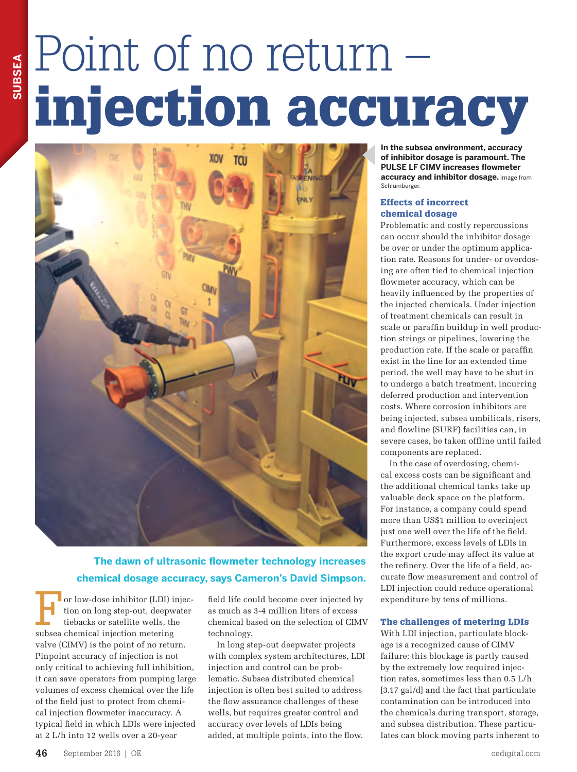# Point of no return – injection accuracy

**The dawn of ultrasonic flowmeter technology increases chemical dosage accuracy, says Cameron's David Simpson.**

**In the subsea environment, accuracy of inhibitor dosage is paramount. The PULSE LF CIMV increases flowmeter accuracy and inhibitor dosage.** Image from Schlumberger.

For low-dose inhibitor (LDI) injection on long step-out, deepwater tiebacks or satellite wells, the subsea chemical injection metering valve (CIMV) is the point of no return. Pinpoint accuracy of injection is not only critical to achieving full inhibition, it can save operators from pumping large volumes of excess chemical over the life of the field just to protect from chemical injection flowmeter inaccuracy. A typical field in which LDIs were injected at 2 L/h into 12 wells over a 20-year field life could become over injected by as much as 3-4 million liters of excess chemical based on the selection of CIMV technology.

In long step-out deepwater projects with complex system architectures, LDI injection and control can be problematic. Subsea distributed chemical injection is often best suited to address the flow assurance challenges of these wells, but requires greater control and accuracy over levels of LDIs being added, at multiple points, into the flow.

### Effects of incorrect chemical dosage

Problematic and costly repercussions can occur should the inhibitor dosage be over or under the optimum application rate. Reasons for under- or overdosing are often tied to chemical injection flowmeter accuracy, which can be heavily influenced by the properties of the injected chemicals. Under injection of treatment chemicals can result in scale or paraffin buildup in well production strings or pipelines, lowering the production rate. If the scale or paraffin exist in the line for an extended time period, the well may have to be shut in to undergo a batch treatment, incurring deferred production and intervention costs. Where corrosion inhibitors are being injected, subsea umbilicals, risers, and flowline (SURF) facilities can, in severe cases, be taken offline until failed components are replaced.

In the case of overdosing, chemical excess costs can be significant and the additional chemical tanks take up valuable deck space on the platform. For instance, a company could spend more than US$1 million to overinject just one well over the life of the field. Furthermore, excess levels of LDIs in the export crude may affect its value at the refinery. Over the life of a field, accurate flow measurement and control of LDI injection could reduce operational expenditure by tens of millions.

### The challenges of metering LDIs

With LDI injection, particulate blockage is a recognized cause of CIMV failure; this blockage is partly caused by the extremely low required injection rates, sometimes less than 0.5 L/h [3.17 gal/d] and the fact that particulate contamination can be introduced into the chemicals during transport, storage, and subsea distribution. These particulates can block moving parts inherent to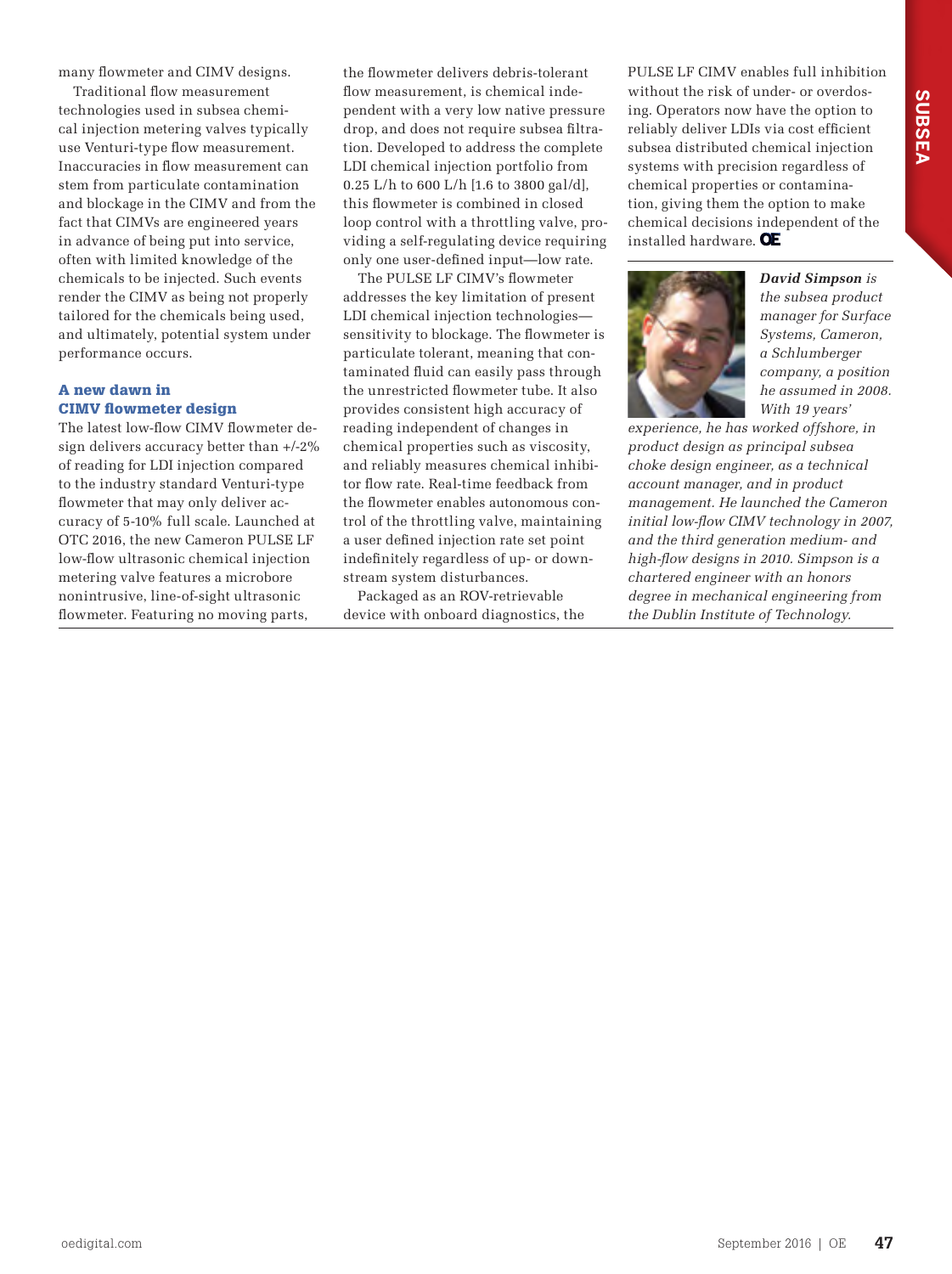many flowmeter and CIMV designs.

Traditional flow measurement technologies used in subsea chemical injection metering valves typically use Venturi-type flow measurement. Inaccuracies in flow measurement can stem from particulate contamination and blockage in the CIMV and from the fact that CIMVs are engineered years in advance of being put into service, often with limited knowledge of the chemicals to be injected. Such events render the CIMV as being not properly tailored for the chemicals being used, and ultimately, potential system under performance occurs.

### A new dawn in CIMV flowmeter design

The latest low-flow CIMV flowmeter design delivers accuracy better than +/-2% of reading for LDI injection compared to the industry standard Venturi-type flowmeter that may only deliver accuracy of 5-10% full scale. Launched at OTC 2016, the new Cameron PULSE LF low-flow ultrasonic chemical injection metering valve features a microbore nonintrusive, line-of-sight ultrasonic flowmeter. Featuring no moving parts, the flowmeter delivers debris-tolerant flow measurement, is chemical independent with a very low native pressure drop, and does not require subsea filtration. Developed to address the complete LDI chemical injection portfolio from 0.25 L/h to 600 L/h [1.6 to 3800 gal/d], this flowmeter is combined in closed loop control with a throttling valve, providing a self-regulating device requiring only one user-defined input—low rate.

The PULSE LF CIMV's flowmeter addresses the key limitation of present LDI chemical injection technologies—sensitivity to blockage. The flowmeter is particulate tolerant, meaning that contaminated fluid can easily pass through the unrestricted flowmeter tube. It also provides consistent high accuracy of reading independent of changes in chemical properties such as viscosity, and reliably measures chemical inhibitor flow rate. Real-time feedback from the flowmeter enables autonomous control of the throttling valve, maintaining a user defined injection rate set point indefinitely regardless of up- or downstream system disturbances.

Packaged as an ROV-retrievable device with onboard diagnostics, the PULSE LF CIMV enables full inhibition without the risk of under- or overdosing. Operators now have the option to reliably deliver LDIs via cost efficient subsea distributed chemical injection systems with precision regardless of chemical properties or contamination, giving them the option to make chemical decisions independent of the installed hardware. **OE**

***David Simpson*** *is the subsea product manager for Surface Systems, Cameron, a Schlumberger company, a position he assumed in 2008. With 19 years' experience, he has worked offshore, in product design as principal subsea choke design engineer, as a technical account manager, and in product management. He launched the Cameron initial low-flow CIMV technology in 2007, and the third generation medium- and high-flow designs in 2010. Simpson is a chartered engineer with an honors degree in mechanical engineering from the Dublin Institute of Technology.*